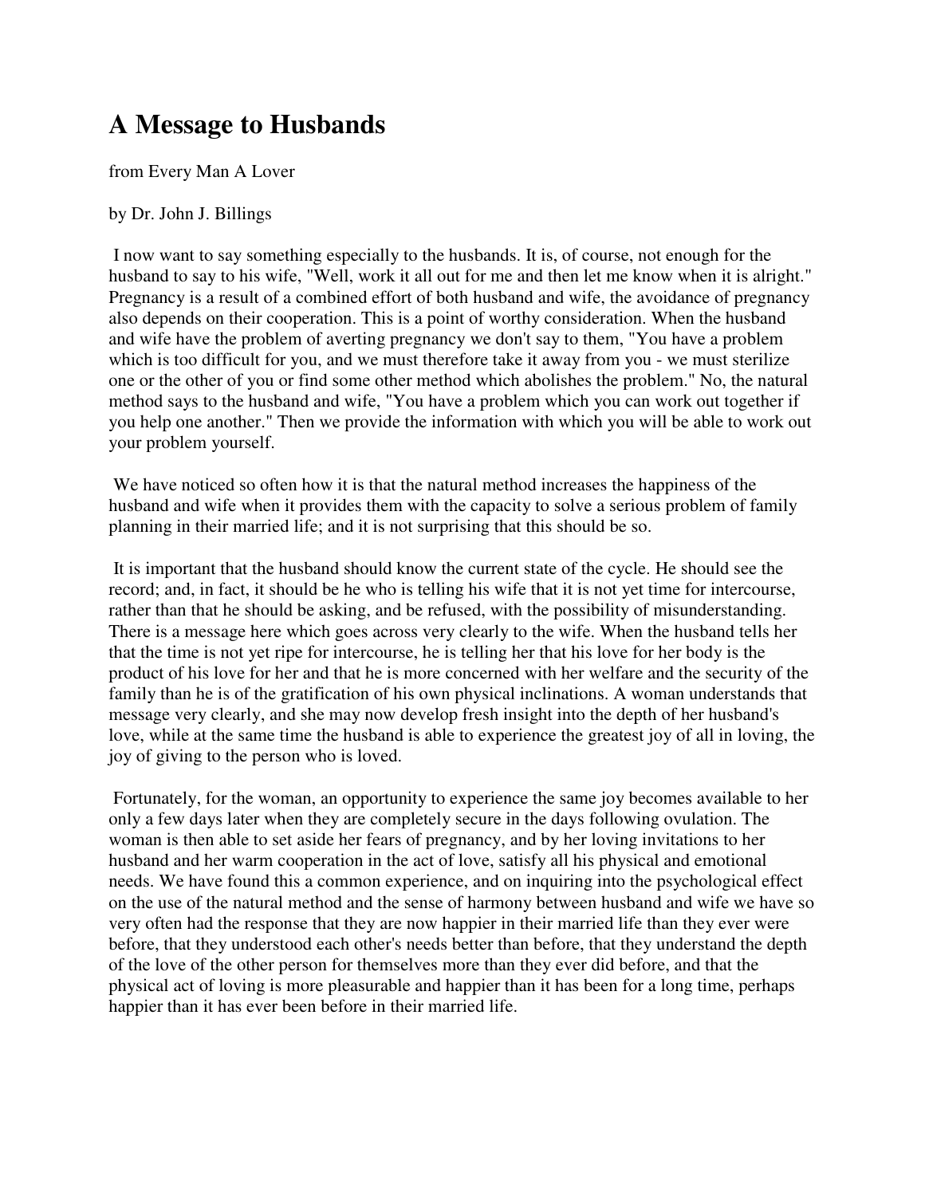# A Message to Husbands

from Every Man A Lover

by Dr. John J. Billings

I now want to say something especially to the husbands. It is, of course, not enough for the husband to say to his wife, "Well, work it all out for me and then let me know when it is alright." Pregnancy is a result of a combined effort of both husband and wife, the avoidance of pregnancy also depends on their cooperation. This is a point of worthy consideration. When the husband and wife have the problem of averting pregnancy we don't say to them, "You have a problem which is too difficult for you, and we must therefore take it away from you - we must sterilize one or the other of you or find some other method which abolishes the problem." No, the natural method says to the husband and wife, "You have a problem which you can work out together if you help one another." Then we provide the information with which you will be able to work out your problem yourself.

We have noticed so often how it is that the natural method increases the happiness of the husband and wife when it provides them with the capacity to solve a serious problem of family planning in their married life; and it is not surprising that this should be so.

It is important that the husband should know the current state of the cycle. He should see the record; and, in fact, it should be he who is telling his wife that it is not yet time for intercourse, rather than that he should be asking, and be refused, with the possibility of misunderstanding. There is a message here which goes across very clearly to the wife. When the husband tells her that the time is not yet ripe for intercourse, he is telling her that his love for her body is the product of his love for her and that he is more concerned with her welfare and the security of the family than he is of the gratification of his own physical inclinations. A woman understands that message very clearly, and she may now develop fresh insight into the depth of her husband's love, while at the same time the husband is able to experience the greatest joy of all in loving, the joy of giving to the person who is loved.

Fortunately, for the woman, an opportunity to experience the same joy becomes available to her only a few days later when they are completely secure in the days following ovulation. The woman is then able to set aside her fears of pregnancy, and by her loving invitations to her husband and her warm cooperation in the act of love, satisfy all his physical and emotional needs. We have found this a common experience, and on inquiring into the psychological effect on the use of the natural method and the sense of harmony between husband and wife we have so very often had the response that they are now happier in their married life than they ever were before, that they understood each other's needs better than before, that they understand the depth of the love of the other person for themselves more than they ever did before, and that the physical act of loving is more pleasurable and happier than it has been for a long time, perhaps happier than it has ever been before in their married life.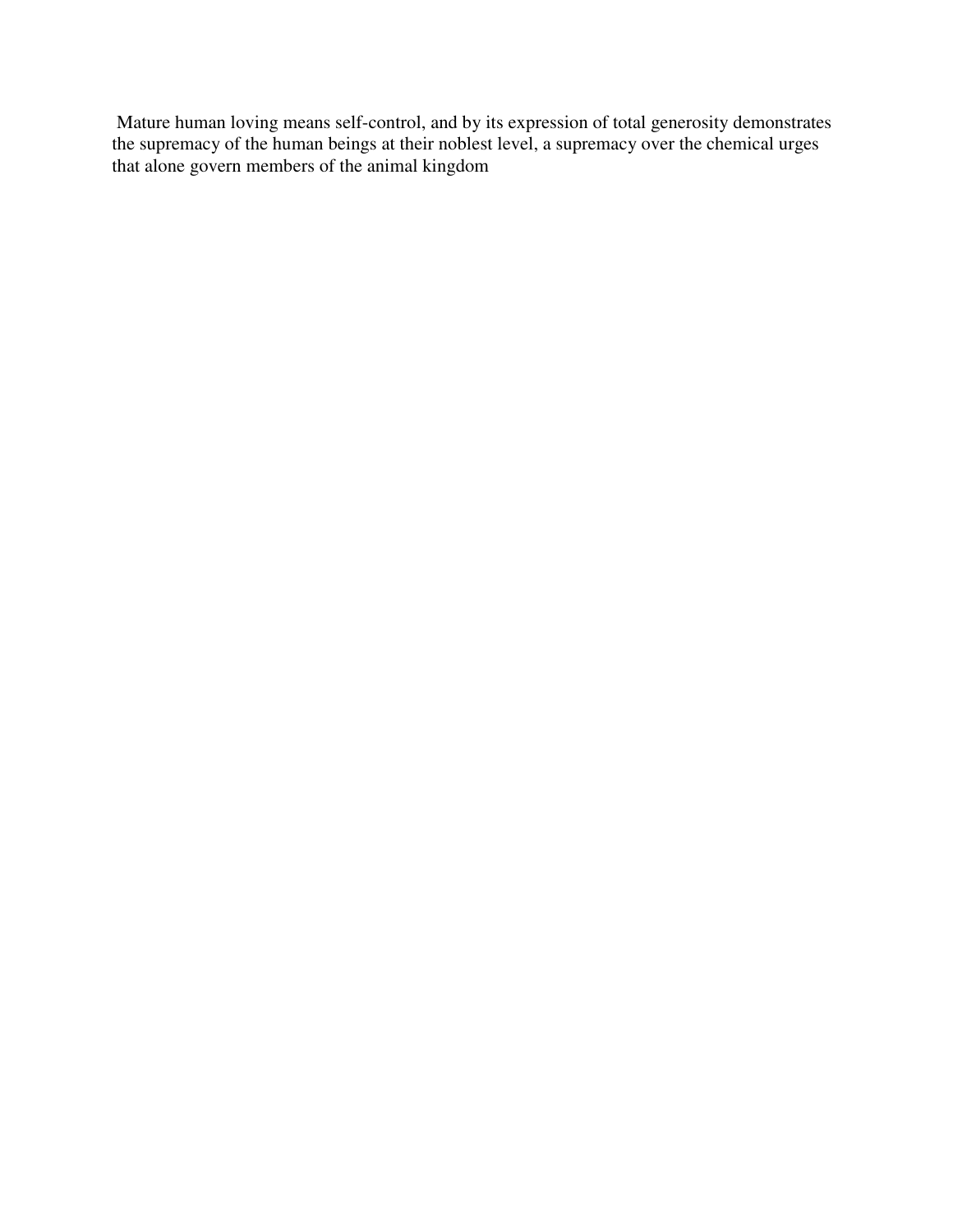Mature human loving means self-control, and by its expression of total generosity demonstrates the supremacy of the human beings at their noblest level, a supremacy over the chemical urges that alone govern members of the animal kingdom